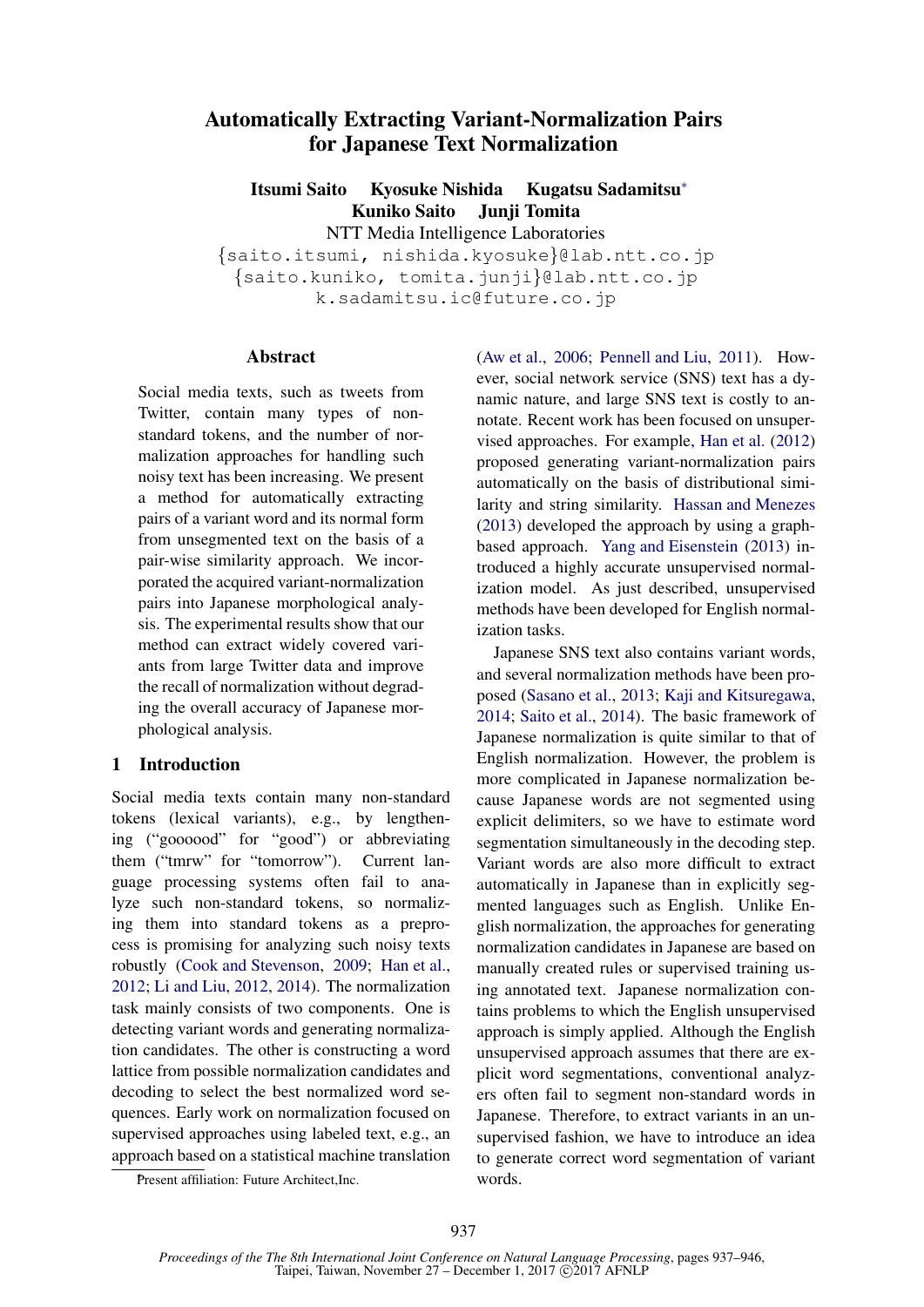# Automatically Extracting Variant-Normalization Pairs for Japanese Text Normalization

**Itsumi Saito Kyosuke Nishida Kugatsu Sadamitsu***
**Kuniko Saito Junji Tomita**

NTT Media Intelligence Laboratories

{saito.itsumi, nishida.kyosuke}@lab.ntt.co.jp
{saito.kuniko, tomita.junji}@lab.ntt.co.jp
k.sadamitsu.ic@future.co.jp

## Abstract

Social media texts, such as tweets from Twitter, contain many types of non-standard tokens, and the number of normalization approaches for handling such noisy text has been increasing. We present a method for automatically extracting pairs of a variant word and its normal form from unsegmented text on the basis of a pair-wise similarity approach. We incorporated the acquired variant-normalization pairs into Japanese morphological analysis. The experimental results show that our method can extract widely covered variants from large Twitter data and improve the recall of normalization without degrading the overall accuracy of Japanese morphological analysis.

## 1 Introduction

Social media texts contain many non-standard tokens (lexical variants), e.g., by lengthening ("goooood" for "good") or abbreviating them ("tmrw" for "tomorrow"). Current language processing systems often fail to analyze such non-standard tokens, so normalizing them into standard tokens as a preprocess is promising for analyzing such noisy texts robustly (Cook and Stevenson, 2009; Han et al., 2012; Li and Liu, 2012, 2014). The normalization task mainly consists of two components. One is detecting variant words and generating normalization candidates. The other is constructing a word lattice from possible normalization candidates and decoding to select the best normalized word sequences. Early work on normalization focused on supervised approaches using labeled text, e.g., an approach based on a statistical machine translation (Aw et al., 2006; Pennell and Liu, 2011). However, social network service (SNS) text has a dynamic nature, and large SNS text is costly to annotate. Recent work has been focused on unsupervised approaches. For example, Han et al. (2012) proposed generating variant-normalization pairs automatically on the basis of distributional similarity and string similarity. Hassan and Menezes (2013) developed the approach by using a graph-based approach. Yang and Eisenstein (2013) introduced a highly accurate unsupervised normalization model. As just described, unsupervised methods have been developed for English normalization tasks.

Japanese SNS text also contains variant words, and several normalization methods have been proposed (Sasano et al., 2013; Kaji and Kitsuregawa, 2014; Saito et al., 2014). The basic framework of Japanese normalization is quite similar to that of English normalization. However, the problem is more complicated in Japanese normalization because Japanese words are not segmented using explicit delimiters, so we have to estimate word segmentation simultaneously in the decoding step. Variant words are also more difficult to extract automatically in Japanese than in explicitly segmented languages such as English. Unlike English normalization, the approaches for generating normalization candidates in Japanese are based on manually created rules or supervised training using annotated text. Japanese normalization contains problems to which the English unsupervised approach is simply applied. Although the English unsupervised approach assumes that there are explicit word segmentations, conventional analyzers often fail to segment non-standard words in Japanese. Therefore, to extract variants in an unsupervised fashion, we have to introduce an idea to generate correct word segmentation of variant words.

*Present affiliation: Future Architect,Inc.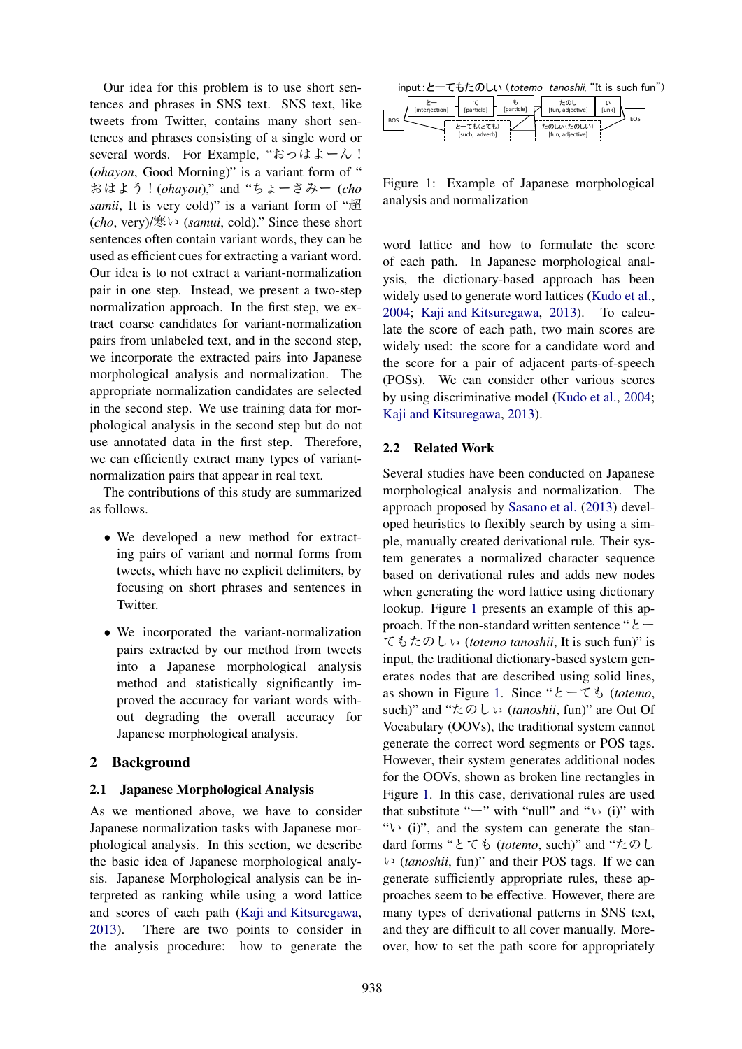Our idea for this problem is to use short sentences and phrases in SNS text. SNS text, like tweets from Twitter, contains many short sentences and phrases consisting of a single word or several words. For Example, "おっはよーん！(*ohayon*, Good Morning)" is a variant form of "おはよう！(*ohayou*)," and "ちょーさみー (*cho samii*, It is very cold)" is a variant form of "超 (*cho*, very)/寒い (*samui*, cold)." Since these short sentences often contain variant words, they can be used as efficient cues for extracting a variant word. Our idea is to not extract a variant-normalization pair in one step. Instead, we present a two-step normalization approach. In the first step, we extract coarse candidates for variant-normalization pairs from unlabeled text, and in the second step, we incorporate the extracted pairs into Japanese morphological analysis and normalization. The appropriate normalization candidates are selected in the second step. We use training data for morphological analysis in the second step but do not use annotated data in the first step. Therefore, we can efficiently extract many types of variant-normalization pairs that appear in real text.

The contributions of this study are summarized as follows.

- We developed a new method for extracting pairs of variant and normal forms from tweets, which have no explicit delimiters, by focusing on short phrases and sentences in Twitter.
- We incorporated the variant-normalization pairs extracted by our method from tweets into a Japanese morphological analysis method and statistically significantly improved the accuracy for variant words without degrading the overall accuracy for Japanese morphological analysis.

## 2 Background

### 2.1 Japanese Morphological Analysis

As we mentioned above, we have to consider Japanese normalization tasks with Japanese morphological analysis. In this section, we describe the basic idea of Japanese morphological analysis. Japanese Morphological analysis can be interpreted as ranking while using a word lattice and scores of each path (Kaji and Kitsuregawa, 2013). There are two points to consider in the analysis procedure: how to generate the word lattice and how to formulate the score of each path. In Japanese morphological analysis, the dictionary-based approach has been widely used to generate word lattices (Kudo et al., 2004; Kaji and Kitsuregawa, 2013). To calculate the score of each path, two main scores are widely used: the score for a candidate word and the score for a pair of adjacent parts-of-speech (POSs). We can consider other various scores by using discriminative model (Kudo et al., 2004; Kaji and Kitsuregawa, 2013).

input：と一てもたのしい (*totemo tanoshii*, "It is such fun")

Figure 1: Example of Japanese morphological analysis and normalization

### 2.2 Related Work

Several studies have been conducted on Japanese morphological analysis and normalization. The approach proposed by Sasano et al. (2013) developed heuristics to flexibly search by using a simple, manually created derivational rule. Their system generates a normalized character sequence based on derivational rules and adds new nodes when generating the word lattice using dictionary lookup. Figure 1 presents an example of this approach. If the non-standard written sentence "とーてもたのしぃ (*totemo tanoshii*, It is such fun)" is input, the traditional dictionary-based system generates nodes that are described using solid lines, as shown in Figure 1. Since "とーても (*totemo*, such)" and "たのしぃ (*tanoshii*, fun)" are Out Of Vocabulary (OOVs), the traditional system cannot generate the correct word segments or POS tags. However, their system generates additional nodes for the OOVs, shown as broken line rectangles in Figure 1. In this case, derivational rules are used that substitute "ー" with "null" and "ぃ (i)" with "い (i)", and the system can generate the standard forms "とても (*totemo*, such)" and "たのしい (*tanoshii*, fun)" and their POS tags. If we can generate sufficiently appropriate rules, these approaches seem to be effective. However, there are many types of derivational patterns in SNS text, and they are difficult to all cover manually. Moreover, how to set the path score for appropriately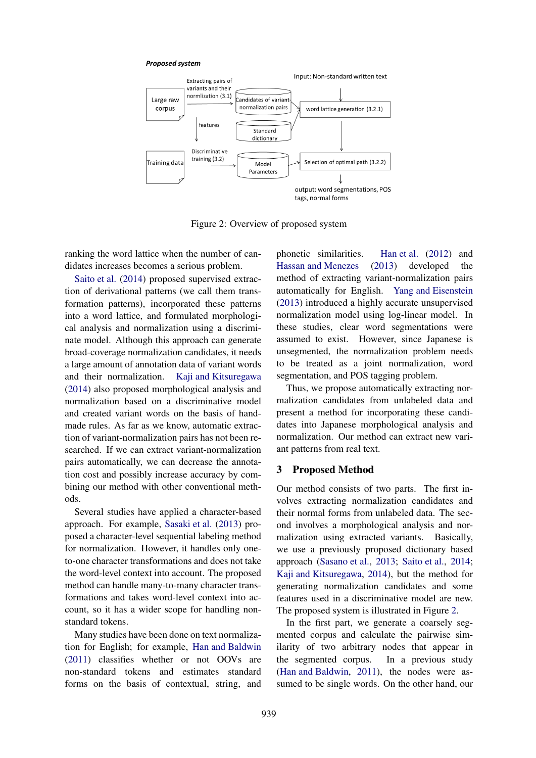**Proposed system**

Extracting pairs of variants and their normlization (3.1)

Large raw corpus

Candidates of variant-normalization pairs

Input: Non-standard written text

word lattice generation (3.2.1)

features

Standard dictionary

Discriminative training (3.2)

Training data

Model Parameters

Selection of optimal path (3.2.2)

output: word segmentations, POS tags, normal forms

Figure 2: Overview of proposed system

ranking the word lattice when the number of candidates increases becomes a serious problem.

Saito et al. (2014) proposed supervised extraction of derivational patterns (we call them transformation patterns), incorporated these patterns into a word lattice, and formulated morphological analysis and normalization using a discriminate model. Although this approach can generate broad-coverage normalization candidates, it needs a large amount of annotation data of variant words and their normalization. Kaji and Kitsuregawa (2014) also proposed morphological analysis and normalization based on a discriminative model and created variant words on the basis of handmade rules. As far as we know, automatic extraction of variant-normalization pairs has not been researched. If we can extract variant-normalization pairs automatically, we can decrease the annotation cost and possibly increase accuracy by combining our method with other conventional methods.

Several studies have applied a character-based approach. For example, Sasaki et al. (2013) proposed a character-level sequential labeling method for normalization. However, it handles only one-to-one character transformations and does not take the word-level context into account. The proposed method can handle many-to-many character transformations and takes word-level context into account, so it has a wider scope for handling non-standard tokens.

Many studies have been done on text normalization for English; for example, Han and Baldwin (2011) classifies whether or not OOVs are non-standard tokens and estimates standard forms on the basis of contextual, string, and phonetic similarities. Han et al. (2012) and Hassan and Menezes (2013) developed the method of extracting variant-normalization pairs automatically for English. Yang and Eisenstein (2013) introduced a highly accurate unsupervised normalization model using log-linear model. In these studies, clear word segmentations were assumed to exist. However, since Japanese is unsegmented, the normalization problem needs to be treated as a joint normalization, word segmentation, and POS tagging problem.

Thus, we propose automatically extracting normalization candidates from unlabeled data and present a method for incorporating these candidates into Japanese morphological analysis and normalization. Our method can extract new variant patterns from real text.

## 3 Proposed Method

Our method consists of two parts. The first involves extracting normalization candidates and their normal forms from unlabeled data. The second involves a morphological analysis and normalization using extracted variants. Basically, we use a previously proposed dictionary based approach (Sasano et al., 2013; Saito et al., 2014; Kaji and Kitsuregawa, 2014), but the method for generating normalization candidates and some features used in a discriminative model are new. The proposed system is illustrated in Figure 2.

In the first part, we generate a coarsely segmented corpus and calculate the pairwise similarity of two arbitrary nodes that appear in the segmented corpus. In a previous study (Han and Baldwin, 2011), the nodes were assumed to be single words. On the other hand, our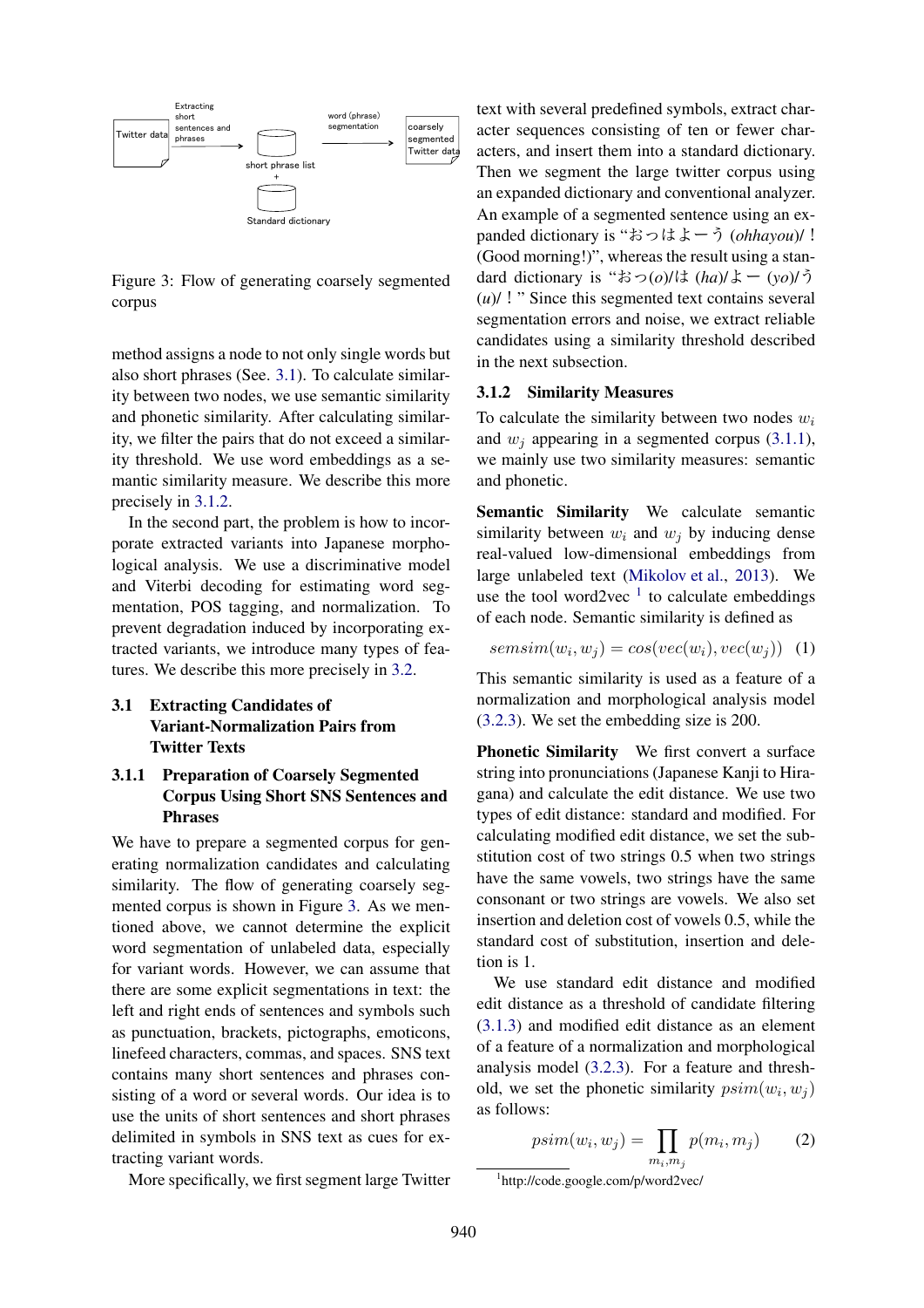Figure 3: Flow of generating coarsely segmented corpus

method assigns a node to not only single words but also short phrases (See. 3.1). To calculate similarity between two nodes, we use semantic similarity and phonetic similarity. After calculating similarity, we filter the pairs that do not exceed a similarity threshold. We use word embeddings as a semantic similarity measure. We describe this more precisely in 3.1.2.

In the second part, the problem is how to incorporate extracted variants into Japanese morphological analysis. We use a discriminative model and Viterbi decoding for estimating word segmentation, POS tagging, and normalization. To prevent degradation induced by incorporating extracted variants, we introduce many types of features. We describe this more precisely in 3.2.

## 3.1 Extracting Candidates of Variant-Normalization Pairs from Twitter Texts

### 3.1.1 Preparation of Coarsely Segmented Corpus Using Short SNS Sentences and Phrases

We have to prepare a segmented corpus for generating normalization candidates and calculating similarity. The flow of generating coarsely segmented corpus is shown in Figure 3. As we mentioned above, we cannot determine the explicit word segmentation of unlabeled data, especially for variant words. However, we can assume that there are some explicit segmentations in text: the left and right ends of sentences and symbols such as punctuation, brackets, pictographs, emoticons, linefeed characters, commas, and spaces. SNS text contains many short sentences and phrases consisting of a word or several words. Our idea is to use the units of short sentences and short phrases delimited in symbols in SNS text as cues for extracting variant words.

More specifically, we first segment large Twitter text with several predefined symbols, extract character sequences consisting of ten or fewer characters, and insert them into a standard dictionary. Then we segment the large twitter corpus using an expanded dictionary and conventional analyzer. An example of a segmented sentence using an expanded dictionary is “おっはよーう (*ohhayou*)/！(Good morning!)”, whereas the result using a standard dictionary is “おっ(*o*)/は (*ha*)/よー (*yo*)/う (*u*)/！” Since this segmented text contains several segmentation errors and noise, we extract reliable candidates using a similarity threshold described in the next subsection.

### 3.1.2 Similarity Measures

To calculate the similarity between two nodes $w_i$ and $w_j$ appearing in a segmented corpus (3.1.1), we mainly use two similarity measures: semantic and phonetic.

**Semantic Similarity** We calculate semantic similarity between $w_i$ and $w_j$ by inducing dense real-valued low-dimensional embeddings from large unlabeled text (Mikolov et al., 2013). We use the tool word2vec [1] to calculate embeddings of each node. Semantic similarity is defined as

$$semsim(w_i, w_j) = cos(vec(w_i), vec(w_j)) \quad (1)$$

This semantic similarity is used as a feature of a normalization and morphological analysis model (3.2.3). We set the embedding size is 200.

**Phonetic Similarity** We first convert a surface string into pronunciations (Japanese Kanji to Hiragana) and calculate the edit distance. We use two types of edit distance: standard and modified. For calculating modified edit distance, we set the substitution cost of two strings 0.5 when two strings have the same vowels, two strings have the same consonant or two strings are vowels. We also set insertion and deletion cost of vowels 0.5, while the standard cost of substitution, insertion and deletion is 1.

We use standard edit distance and modified edit distance as a threshold of candidate filtering (3.1.3) and modified edit distance as an element of a feature of a normalization and morphological analysis model (3.2.3). For a feature and threshold, we set the phonetic similarity $psim(w_i, w_j)$ as follows:

$$psim(w_i, w_j) = \prod_{m_i, m_j} p(m_i, m_j) \quad (2)$$

[1] http://code.google.com/p/word2vec/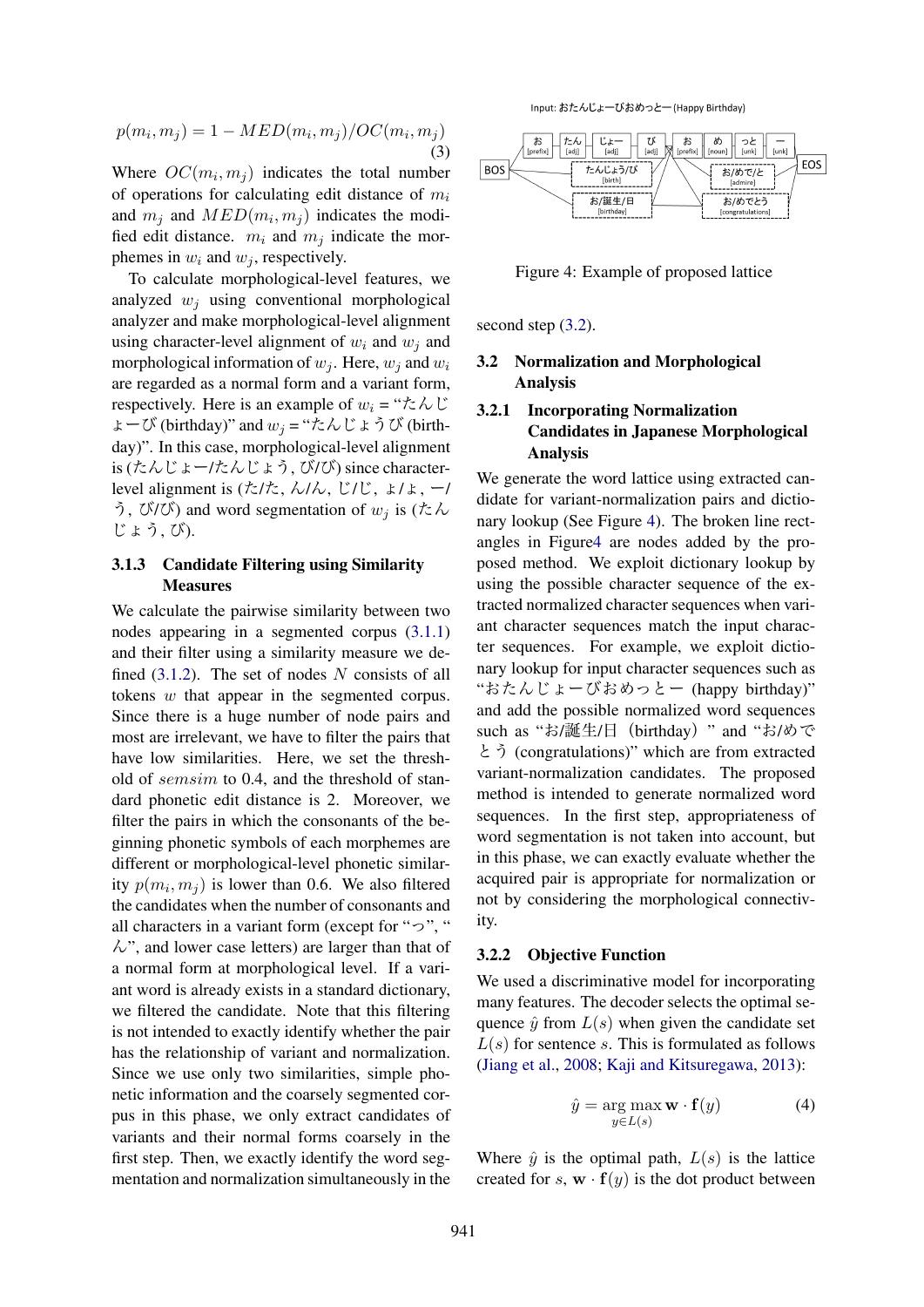$$p(m_i, m_j) = 1 - MED(m_i, m_j)/OC(m_i, m_j) \quad (3)$$

Where $OC(m_i, m_j)$ indicates the total number of operations for calculating edit distance of $m_i$ and $m_j$ and $MED(m_i, m_j)$ indicates the modified edit distance. $m_i$ and $m_j$ indicate the morphemes in $w_i$ and $w_j$, respectively.

To calculate morphological-level features, we analyzed $w_j$ using conventional morphological analyzer and make morphological-level alignment using character-level alignment of $w_i$ and $w_j$ and morphological information of $w_j$. Here, $w_j$ and $w_i$ are regarded as a normal form and a variant form, respectively. Here is an example of $w_i$ = "たんじょーび (birthday)" and $w_j$ = "たんじょうび (birthday)". In this case, morphological-level alignment is (たんじょー/たんじょう, び/び) since character-level alignment is (た/た, ん/ん, じ/じ, ょ/ょ, ー/う, び/び) and word segmentation of $w_j$ is (たんじょう, び).

### 3.1.3 Candidate Filtering using Similarity Measures

We calculate the pairwise similarity between two nodes appearing in a segmented corpus (3.1.1) and their filter using a similarity measure we defined (3.1.2). The set of nodes $N$ consists of all tokens $w$ that appear in the segmented corpus. Since there is a huge number of node pairs and most are irrelevant, we have to filter the pairs that have low similarities. Here, we set the threshold of $semsim$ to 0.4, and the threshold of standard phonetic edit distance is 2. Moreover, we filter the pairs in which the consonants of the beginning phonetic symbols of each morphemes are different or morphological-level phonetic similarity $p(m_i, m_j)$ is lower than 0.6. We also filtered the candidates when the number of consonants and all characters in a variant form (except for "っ", "ん", and lower case letters) are larger than that of a normal form at morphological level. If a variant word is already exists in a standard dictionary, we filtered the candidate. Note that this filtering is not intended to exactly identify whether the pair has the relationship of variant and normalization. Since we use only two similarities, simple phonetic information and the coarsely segmented corpus in this phase, we only extract candidates of variants and their normal forms coarsely in the first step. Then, we exactly identify the word segmentation and normalization simultaneously in the second step (3.2).

Figure 4: Example of proposed lattice

## 3.2 Normalization and Morphological Analysis

### 3.2.1 Incorporating Normalization Candidates in Japanese Morphological Analysis

We generate the word lattice using extracted candidate for variant-normalization pairs and dictionary lookup (See Figure 4). The broken line rectangles in Figure4 are nodes added by the proposed method. We exploit dictionary lookup by using the possible character sequence of the extracted normalized character sequences when variant character sequences match the input character sequences. For example, we exploit dictionary lookup for input character sequences such as "おたんじょーびおめっとー (happy birthday)" and add the possible normalized word sequences such as "お/誕生/日（birthday）" and "お/めでとう (congratulations)" which are from extracted variant-normalization candidates. The proposed method is intended to generate normalized word sequences. In the first step, appropriateness of word segmentation is not taken into account, but in this phase, we can exactly evaluate whether the acquired pair is appropriate for normalization or not by considering the morphological connectivity.

### 3.2.2 Objective Function

We used a discriminative model for incorporating many features. The decoder selects the optimal sequence $\hat{y}$ from $L(s)$ when given the candidate set $L(s)$ for sentence $s$. This is formulated as follows (Jiang et al., 2008; Kaji and Kitsuregawa, 2013):

$$\hat{y} = \underset{y \in L(s)}{\arg\max}\, \mathbf{w} \cdot \mathbf{f}(y) \quad (4)$$

Where $\hat{y}$ is the optimal path, $L(s)$ is the lattice created for $s$, $\mathbf{w} \cdot \mathbf{f}(y)$ is the dot product between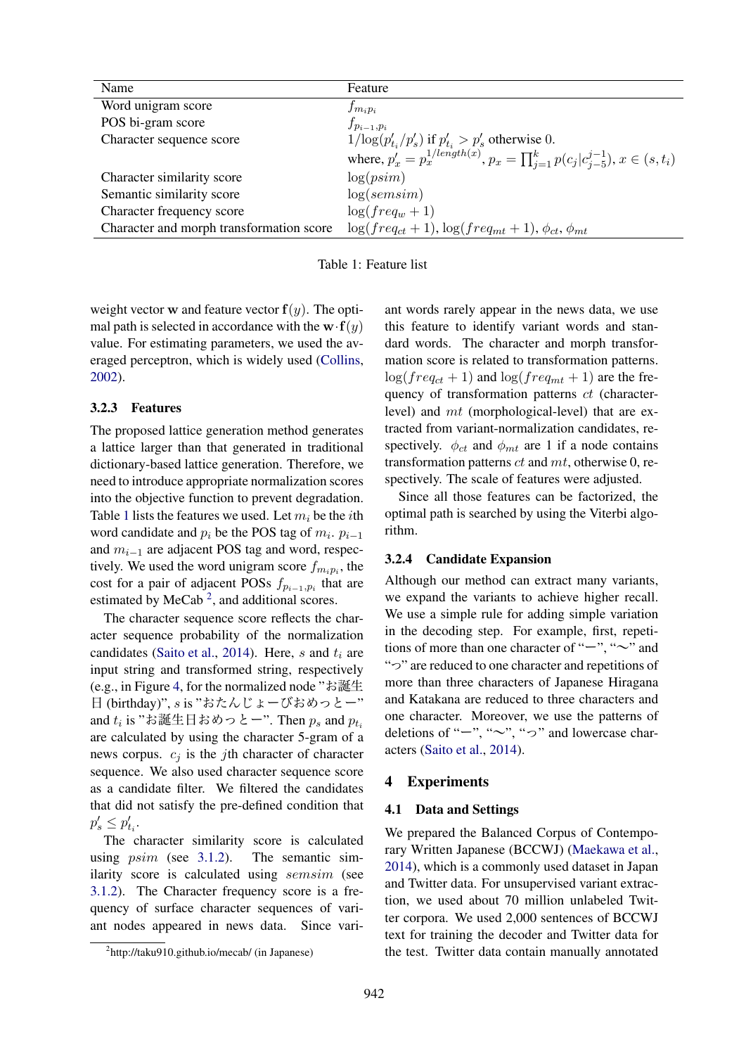| Name | Feature |
|---|---|
| Word unigram score | $f_{m_i p_i}$ |
| POS bi-gram score | $f_{p_{i-1}, p_i}$ |
| Character sequence score | $1/\log(p'_{t_i}/p'_s)$ if $p'_{t_i} > p'_s$ otherwise 0. |
| | where, $p'_x = p_x^{1/length(x)}$, $p_x = \prod_{j=1}^{k} p(c_j \mid c_{j-5}^{j-1})$, $x \in (s, t_i)$ |
| Character similarity score | $\log(psim)$ |
| Semantic similarity score | $\log(semsim)$ |
| Character frequency score | $\log(freq_w + 1)$ |
| Character and morph transformation score | $\log(freq_{ct} + 1)$, $\log(freq_{mt} + 1)$, $\phi_{ct}$, $\phi_{mt}$ |

Table 1: Feature list

weight vector $\mathbf{w}$ and feature vector $\mathbf{f}(y)$. The optimal path is selected in accordance with the $\mathbf{w} \cdot \mathbf{f}(y)$ value. For estimating parameters, we used the averaged perceptron, which is widely used (Collins, 2002).

### 3.2.3 Features

The proposed lattice generation method generates a lattice larger than that generated in traditional dictionary-based lattice generation. Therefore, we need to introduce appropriate normalization scores into the objective function to prevent degradation. Table 1 lists the features we used. Let $m_i$ be the $i$th word candidate and $p_i$ be the POS tag of $m_i$. $p_{i-1}$ and $m_{i-1}$ are adjacent POS tag and word, respectively. We used the word unigram score $f_{m_i p_i}$, the cost for a pair of adjacent POSs $f_{p_{i-1}, p_i}$ that are estimated by MeCab [2], and additional scores.

The character sequence score reflects the character sequence probability of the normalization candidates (Saito et al., 2014). Here, $s$ and $t_i$ are input string and transformed string, respectively (e.g., in Figure 4, for the normalized node "お誕生日 (birthday)", $s$ is "おたんじょーびおめっとー" and $t_i$ is "お誕生日おめっとー". Then $p_s$ and $p_{t_i}$ are calculated by using the character 5-gram of a news corpus. $c_j$ is the $j$th character of character sequence. We also used character sequence score as a candidate filter. We filtered the candidates that did not satisfy the pre-defined condition that $p'_s \leq p'_{t_i}$.

The character similarity score is calculated using $psim$ (see 3.1.2). The semantic similarity score is calculated using $semsim$ (see 3.1.2). The Character frequency score is a frequency of surface character sequences of variant nodes appeared in news data. Since variant words rarely appear in the news data, we use this feature to identify variant words and standard words. The character and morph transformation score is related to transformation patterns. $\log(freq_{ct} + 1)$ and $\log(freq_{mt} + 1)$ are the frequency of transformation patterns $ct$ (character-level) and $mt$ (morphological-level) that are extracted from variant-normalization candidates, respectively. $\phi_{ct}$ and $\phi_{mt}$ are 1 if a node contains transformation patterns $ct$ and $mt$, otherwise 0, respectively. The scale of features were adjusted.

Since all those features can be factorized, the optimal path is searched by using the Viterbi algorithm.

### 3.2.4 Candidate Expansion

Although our method can extract many variants, we expand the variants to achieve higher recall. We use a simple rule for adding simple variation in the decoding step. For example, first, repetitions of more than one character of "ー", "〜" and "っ" are reduced to one character and repetitions of more than three characters of Japanese Hiragana and Katakana are reduced to three characters and one character. Moreover, we use the patterns of deletions of "ー", "〜", "っ" and lowercase characters (Saito et al., 2014).

## 4 Experiments

### 4.1 Data and Settings

We prepared the Balanced Corpus of Contemporary Written Japanese (BCCWJ) (Maekawa et al., 2014), which is a commonly used dataset in Japan and Twitter data. For unsupervised variant extraction, we used about 70 million unlabeled Twitter corpora. We used 2,000 sentences of BCCWJ text for training the decoder and Twitter data for the test. Twitter data contain manually annotated

[2] http://taku910.github.io/mecab/ (in Japanese)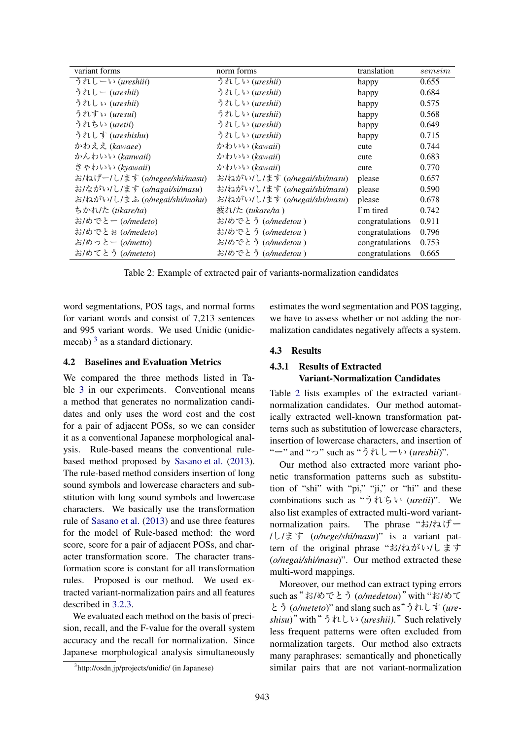| variant forms | norm forms | translation | $semsim$ |
|---|---|---|---|
| うれしーい (*ureshiii*) | うれしい (*ureshii*) | happy | 0.655 |
| うれしー (*ureshii*) | うれしい (*ureshii*) | happy | 0.684 |
| うれしぃ (*ureshii*) | うれしい (*ureshii*) | happy | 0.575 |
| うれすぃ (*uresui*) | うれしい (*ureshii*) | happy | 0.568 |
| うれちい (*uretii*) | うれしい (*ureshii*) | happy | 0.649 |
| うれしす (*ureshishu*) | うれしい (*ureshii*) | happy | 0.715 |
| かわええ (*kawaee*) | かわいい (*kawaii*) | cute | 0.744 |
| かんわいい (*kanwaii*) | かわいい (*kawaii*) | cute | 0.683 |
| きゃわいい (*kyawaii*) | かわいい (*kawaii*) | cute | 0.770 |
| お/ねげー/し/ます (*o/negee/shi/masu*) | お/ねがい/し/ます (*o/negai/shi/masu*) | please | 0.657 |
| お/ながい/し/ます (*o/nagai/si/masu*) | お/ねがい/し/ます (*o/negai/shi/masu*) | please | 0.590 |
| お/ねがい/し/まふ (*o/negai/shi/mahu*) | お/ねがい/し/ます (*o/negai/shi/masu*) | please | 0.678 |
| ちかれ/た (*tikare/ta*) | 疲れ/た (*tukare/ta* ) | I'm tired | 0.742 |
| お/めでとー (*o/medeto*) | お/めでとう (*o/medetou* ) | congratulations | 0.911 |
| お/めでとぉ (*o/medeto*) | お/めでとう (*o/medetou* ) | congratulations | 0.796 |
| お/めっとー (*o/metto*) | お/めでとう (*o/medetou* ) | congratulations | 0.753 |
| お/めてとう (*o/meteto*) | お/めでとう (*o/medetou* ) | congratulations | 0.665 |

Table 2: Example of extracted pair of variants-normalization candidates

word segmentations, POS tags, and normal forms for variant words and consist of 7,213 sentences and 995 variant words. We used Unidic (unidic-mecab) [3] as a standard dictionary.

### 4.2 Baselines and Evaluation Metrics

We compared the three methods listed in Table 3 in our experiments. Conventional means a method that generates no normalization candidates and only uses the word cost and the cost for a pair of adjacent POSs, so we can consider it as a conventional Japanese morphological analysis. Rule-based means the conventional rule-based method proposed by Sasano et al. (2013). The rule-based method considers insertion of long sound symbols and lowercase characters and substitution with long sound symbols and lowercase characters. We basically use the transformation rule of Sasano et al. (2013) and use three features for the model of Rule-based method: the word score, score for a pair of adjacent POSs, and character transformation score. The character transformation score is constant for all transformation rules. Proposed is our method. We used extracted variant-normalization pairs and all features described in 3.2.3.

We evaluated each method on the basis of precision, recall, and the F-value for the overall system accuracy and the recall for normalization. Since Japanese morphological analysis simultaneously estimates the word segmentation and POS tagging, we have to assess whether or not adding the normalization candidates negatively affects a system.

[3] http://osdn.jp/projects/unidic/ (in Japanese)

### 4.3 Results

#### 4.3.1 Results of Extracted Variant-Normalization Candidates

Table 2 lists examples of the extracted variant-normalization candidates. Our method automatically extracted well-known transformation patterns such as substitution of lowercase characters, insertion of lowercase characters, and insertion of "ー" and "っ" such as "うれしーい (*ureshii*)".

Our method also extracted more variant phonetic transformation patterns such as substitution of "shi" with "pi," "ji," or "hi" and these combinations such as "うれちい (*uretii*)". We also list examples of extracted multi-word variant-normalization pairs. The phrase "お/ねげー/し/ます (*o/nege/shi/masu*)" is a variant pattern of the original phrase "お/ねがい/します (*o/negai/shi/masu*)". Our method extracted these multi-word mappings.

Moreover, our method can extract typing errors such as "お/めでとう (*o/medetou*)" with "お/めてとう (*o/meteto*)" and slang such as "うれしす (*ureshisu*)" with "うれしい (*ureshii*)." Such relatively less frequent patterns were often excluded from normalization targets. Our method also extracts many paraphrases: semantically and phonetically similar pairs that are not variant-normalization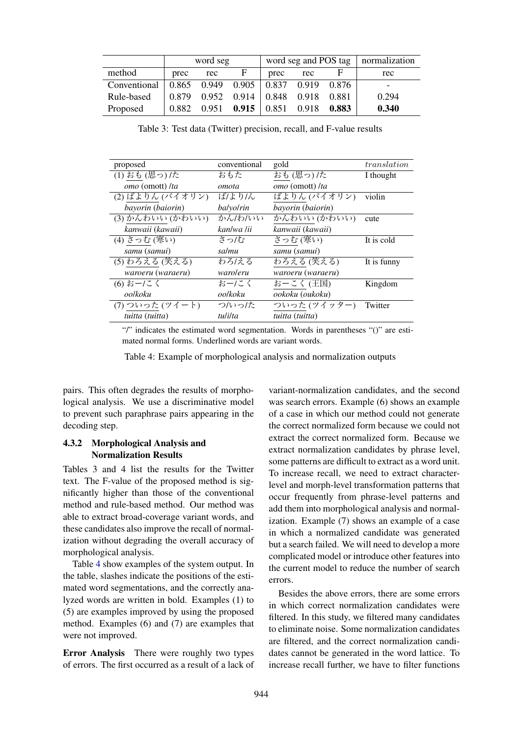| | word seg | | | word seg and POS tag | | | normalization |
|---|---|---|---|---|---|---|---|
| method | prec | rec | F | prec | rec | F | rec |
| Conventional | 0.865 | 0.949 | 0.905 | 0.837 | 0.919 | 0.876 | - |
| Rule-based | 0.879 | 0.952 | 0.914 | 0.848 | 0.918 | 0.881 | 0.294 |
| Proposed | 0.882 | 0.951 | **0.915** | 0.851 | 0.918 | **0.883** | **0.340** |

Table 3: Test data (Twitter) precision, recall, and F-value results

| proposed | conventional | gold | *translation* |
|---|---|---|---|
| (1) おも (思っ) /た<br>*omo* (omott) /*ta* | おもた<br>*omota* | おも (思っ) /た<br>*omo* (omott) /*ta* | I thought |
| (2) ばよりん (バイオリン)<br>*bayorin* (*baiorin*) | ば/よ り/ん<br>*ba*/*yo*/*rin* | ばよりん (バイオリン)<br>*bayorin* (*baiorin*) | violin |
| (3) かんわいい (かわいい)<br>*kanwaii* (*kawaii*) | かん/わ/いい<br>*kan*/*wa* /*ii* | かんわいい (かわいい)<br>*kanwaii* (*kawaii*) | cute |
| (4) さっむ (寒い)<br>*samu* (*samui*) | さっ/む<br>*sa*/*mu* | さっむ (寒い)<br>*samu* (*samui*) | It is cold |
| (5) わろえる (笑える)<br>*waroeru* (*waraeru*) | わろ/える<br>*waro*/*eru* | わろえる (笑える)<br>*waroeru* (*waraeru*) | It is funny |
| (6) おー/こく<br>*oo*/*koku* | おー/こく<br>*oo*/*koku* | おーこく (王国)<br>*ookoku* (*oukoku*) | Kingdom |
| (7) ついった (ツイート)<br>*tuitta* (*tuitta*) | つ/いっ/た<br>*tu*/*i*/*ta* | ついった (ツイッター)<br>*tuitta* (*tuitta*) | Twitter |

"/" indicates the estimated word segmentation. Words in parentheses "()" are estimated normal forms. Underlined words are variant words.

Table 4: Example of morphological analysis and normalization outputs

pairs. This often degrades the results of morphological analysis. We use a discriminative model to prevent such paraphrase pairs appearing in the decoding step.

### 4.3.2 Morphological Analysis and Normalization Results

Tables 3 and 4 list the results for the Twitter text. The F-value of the proposed method is significantly higher than those of the conventional method and rule-based method. Our method was able to extract broad-coverage variant words, and these candidates also improve the recall of normalization without degrading the overall accuracy of morphological analysis.

Table 4 show examples of the system output. In the table, slashes indicate the positions of the estimated word segmentations, and the correctly analyzed words are written in bold. Examples (1) to (5) are examples improved by using the proposed method. Examples (6) and (7) are examples that were not improved.

**Error Analysis** There were roughly two types of errors. The first occurred as a result of a lack of variant-normalization candidates, and the second was search errors. Example (6) shows an example of a case in which our method could not generate the correct normalized form because we could not extract the correct normalized form. Because we extract normalization candidates by phrase level, some patterns are difficult to extract as a word unit. To increase recall, we need to extract character-level and morph-level transformation patterns that occur frequently from phrase-level patterns and add them into morphological analysis and normalization. Example (7) shows an example of a case in which a normalized candidate was generated but a search failed. We will need to develop a more complicated model or introduce other features into the current model to reduce the number of search errors.

Besides the above errors, there are some errors in which correct normalization candidates were filtered. In this study, we filtered many candidates to eliminate noise. Some normalization candidates are filtered, and the correct normalization candidates cannot be generated in the word lattice. To increase recall further, we have to filter functions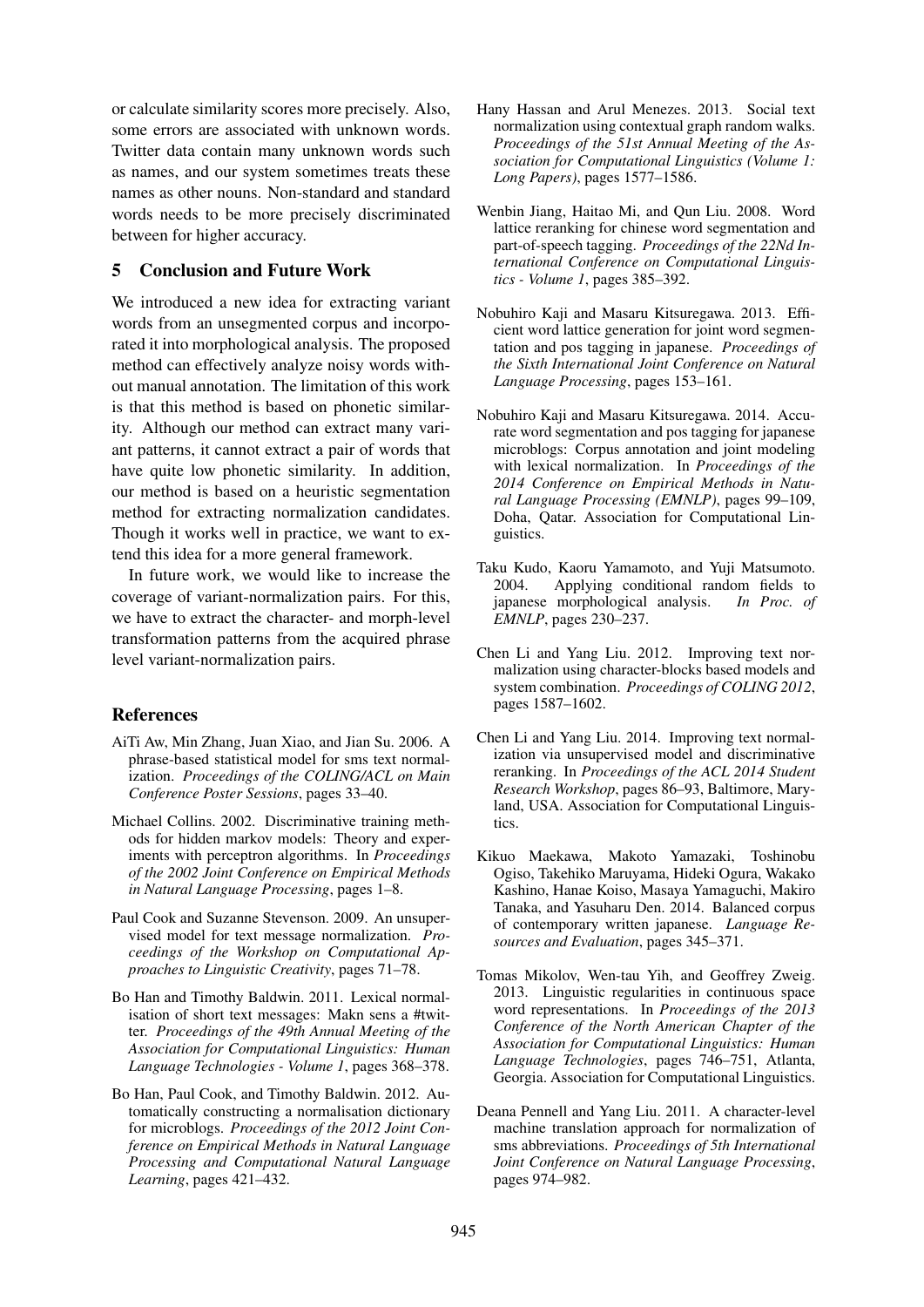or calculate similarity scores more precisely. Also, some errors are associated with unknown words. Twitter data contain many unknown words such as names, and our system sometimes treats these names as other nouns. Non-standard and standard words needs to be more precisely discriminated between for higher accuracy.

## 5 Conclusion and Future Work

We introduced a new idea for extracting variant words from an unsegmented corpus and incorporated it into morphological analysis. The proposed method can effectively analyze noisy words without manual annotation. The limitation of this work is that this method is based on phonetic similarity. Although our method can extract many variant patterns, it cannot extract a pair of words that have quite low phonetic similarity. In addition, our method is based on a heuristic segmentation method for extracting normalization candidates. Though it works well in practice, we want to extend this idea for a more general framework.

In future work, we would like to increase the coverage of variant-normalization pairs. For this, we have to extract the character- and morph-level transformation patterns from the acquired phrase level variant-normalization pairs.

## References

AiTi Aw, Min Zhang, Juan Xiao, and Jian Su. 2006. A phrase-based statistical model for sms text normalization. *Proceedings of the COLING/ACL on Main Conference Poster Sessions*, pages 33–40.

Michael Collins. 2002. Discriminative training methods for hidden markov models: Theory and experiments with perceptron algorithms. In *Proceedings of the 2002 Joint Conference on Empirical Methods in Natural Language Processing*, pages 1–8.

Paul Cook and Suzanne Stevenson. 2009. An unsupervised model for text message normalization. *Proceedings of the Workshop on Computational Approaches to Linguistic Creativity*, pages 71–78.

Bo Han and Timothy Baldwin. 2011. Lexical normalisation of short text messages: Makn sens a #twitter. *Proceedings of the 49th Annual Meeting of the Association for Computational Linguistics: Human Language Technologies - Volume 1*, pages 368–378.

Bo Han, Paul Cook, and Timothy Baldwin. 2012. Automatically constructing a normalisation dictionary for microblogs. *Proceedings of the 2012 Joint Conference on Empirical Methods in Natural Language Processing and Computational Natural Language Learning*, pages 421–432.

Hany Hassan and Arul Menezes. 2013. Social text normalization using contextual graph random walks. *Proceedings of the 51st Annual Meeting of the Association for Computational Linguistics (Volume 1: Long Papers)*, pages 1577–1586.

Wenbin Jiang, Haitao Mi, and Qun Liu. 2008. Word lattice reranking for chinese word segmentation and part-of-speech tagging. *Proceedings of the 22Nd International Conference on Computational Linguistics - Volume 1*, pages 385–392.

Nobuhiro Kaji and Masaru Kitsuregawa. 2013. Efficient word lattice generation for joint word segmentation and pos tagging in japanese. *Proceedings of the Sixth International Joint Conference on Natural Language Processing*, pages 153–161.

Nobuhiro Kaji and Masaru Kitsuregawa. 2014. Accurate word segmentation and pos tagging for japanese microblogs: Corpus annotation and joint modeling with lexical normalization. In *Proceedings of the 2014 Conference on Empirical Methods in Natural Language Processing (EMNLP)*, pages 99–109, Doha, Qatar. Association for Computational Linguistics.

Taku Kudo, Kaoru Yamamoto, and Yuji Matsumoto. 2004. Applying conditional random fields to japanese morphological analysis. *In Proc. of EMNLP*, pages 230–237.

Chen Li and Yang Liu. 2012. Improving text normalization using character-blocks based models and system combination. *Proceedings of COLING 2012*, pages 1587–1602.

Chen Li and Yang Liu. 2014. Improving text normalization via unsupervised model and discriminative reranking. In *Proceedings of the ACL 2014 Student Research Workshop*, pages 86–93, Baltimore, Maryland, USA. Association for Computational Linguistics.

Kikuo Maekawa, Makoto Yamazaki, Toshinobu Ogiso, Takehiko Maruyama, Hideki Ogura, Wakako Kashino, Hanae Koiso, Masaya Yamaguchi, Makiro Tanaka, and Yasuharu Den. 2014. Balanced corpus of contemporary written japanese. *Language Resources and Evaluation*, pages 345–371.

Tomas Mikolov, Wen-tau Yih, and Geoffrey Zweig. 2013. Linguistic regularities in continuous space word representations. In *Proceedings of the 2013 Conference of the North American Chapter of the Association for Computational Linguistics: Human Language Technologies*, pages 746–751, Atlanta, Georgia. Association for Computational Linguistics.

Deana Pennell and Yang Liu. 2011. A character-level machine translation approach for normalization of sms abbreviations. *Proceedings of 5th International Joint Conference on Natural Language Processing*, pages 974–982.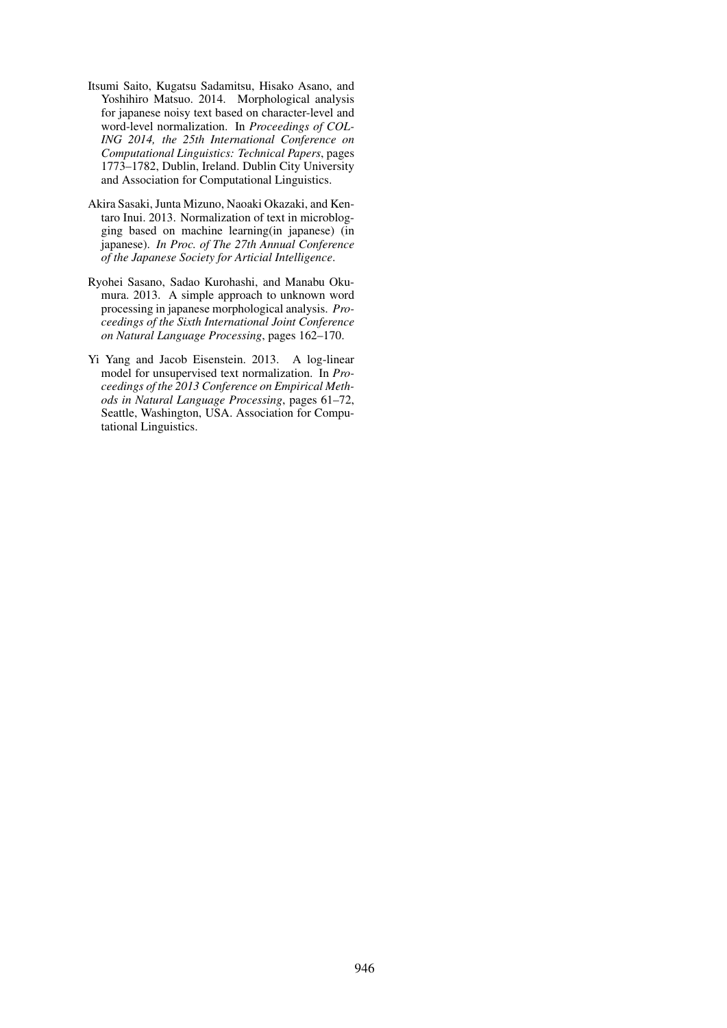Itsumi Saito, Kugatsu Sadamitsu, Hisako Asano, and Yoshihiro Matsuo. 2014. Morphological analysis for japanese noisy text based on character-level and word-level normalization. In *Proceedings of COLING 2014, the 25th International Conference on Computational Linguistics: Technical Papers*, pages 1773–1782, Dublin, Ireland. Dublin City University and Association for Computational Linguistics.

Akira Sasaki, Junta Mizuno, Naoaki Okazaki, and Kentaro Inui. 2013. Normalization of text in microblogging based on machine learning(in japanese) (in japanese). *In Proc. of The 27th Annual Conference of the Japanese Society for Articial Intelligence*.

Ryohei Sasano, Sadao Kurohashi, and Manabu Okumura. 2013. A simple approach to unknown word processing in japanese morphological analysis. *Proceedings of the Sixth International Joint Conference on Natural Language Processing*, pages 162–170.

Yi Yang and Jacob Eisenstein. 2013. A log-linear model for unsupervised text normalization. In *Proceedings of the 2013 Conference on Empirical Methods in Natural Language Processing*, pages 61–72, Seattle, Washington, USA. Association for Computational Linguistics.